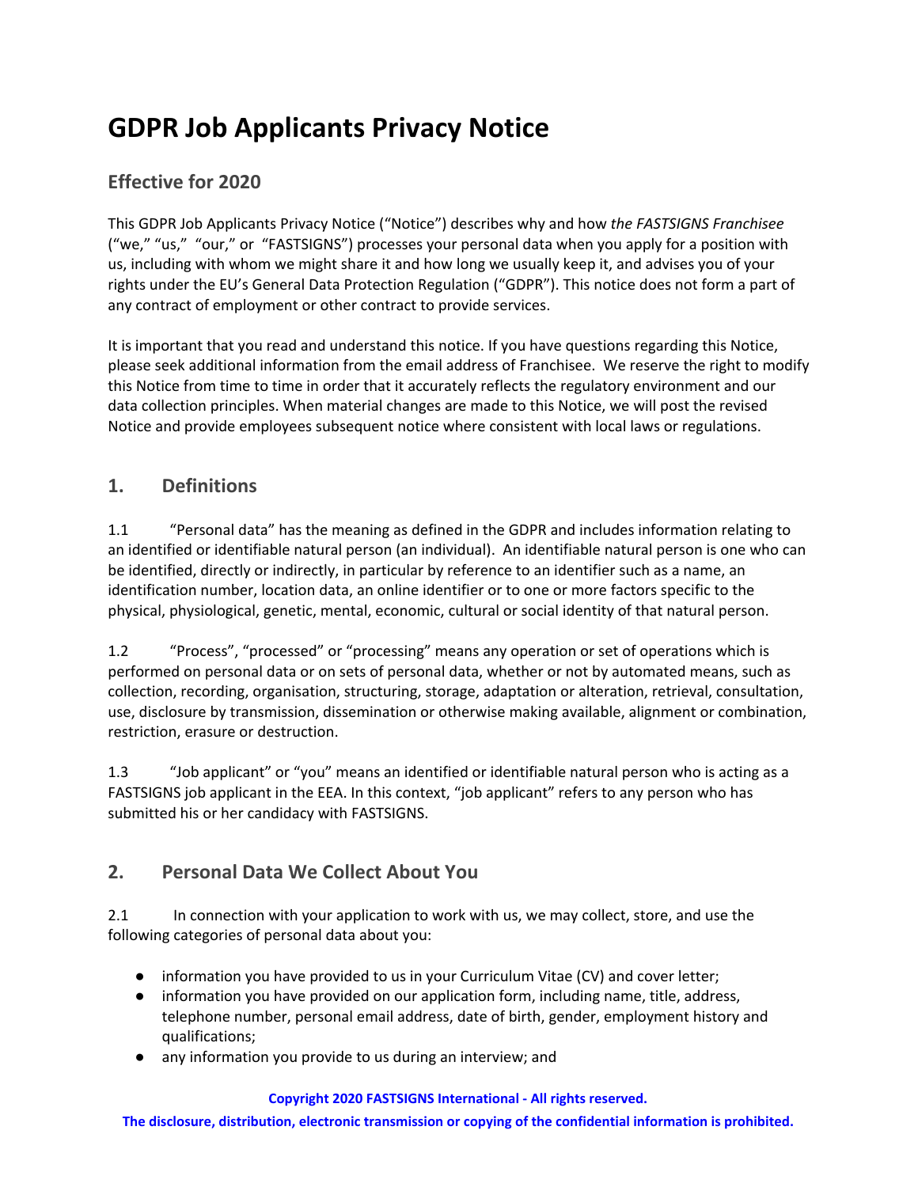# GDPR Job Applicants Privacy Notice

## Effective for 2020

This GDPR Job Applicants Privacy Notice ("Notice") describes why and how *the FASTSIGNS Franchisee* ("we," "us," "our," or "FASTSIGNS") processes your personal data when you apply for a position with us, including with whom we might share it and how long we usually keep it, and advises you of your rights under the EU's General Data Protection Regulation ("GDPR"). This notice does not form a part of any contract of employment or other contract to provide services.

It is important that you read and understand this notice. If you have questions regarding this Notice, please seek additional information from the email address of Franchisee. We reserve the right to modify this Notice from time to time in order that it accurately reflects the regulatory environment and our data collection principles. When material changes are made to this Notice, we will post the revised Notice and provide employees subsequent notice where consistent with local laws or regulations.

## 1. Definitions

1.1 "Personal data" has the meaning as defined in the GDPR and includes information relating to an identified or identifiable natural person (an individual). An identifiable natural person is one who can be identified, directly or indirectly, in particular by reference to an identifier such as a name, an identification number, location data, an online identifier or to one or more factors specific to the physical, physiological, genetic, mental, economic, cultural or social identity of that natural person.

1.2 "Process", "processed" or "processing" means any operation or set of operations which is performed on personal data or on sets of personal data, whether or not by automated means, such as collection, recording, organisation, structuring, storage, adaptation or alteration, retrieval, consultation, use, disclosure by transmission, dissemination or otherwise making available, alignment or combination, restriction, erasure or destruction.

1.3 "Job applicant" or "you" means an identified or identifiable natural person who is acting as a FASTSIGNS job applicant in the EEA. In this context, "job applicant" refers to any person who has submitted his or her candidacy with FASTSIGNS.

## 2. Personal Data We Collect About You

2.1 In connection with your application to work with us, we may collect, store, and use the following categories of personal data about you:

- information you have provided to us in your Curriculum Vitae (CV) and cover letter;
- information you have provided on our application form, including name, title, address, telephone number, personal email address, date of birth, gender, employment history and qualifications;
- any information you provide to us during an interview; and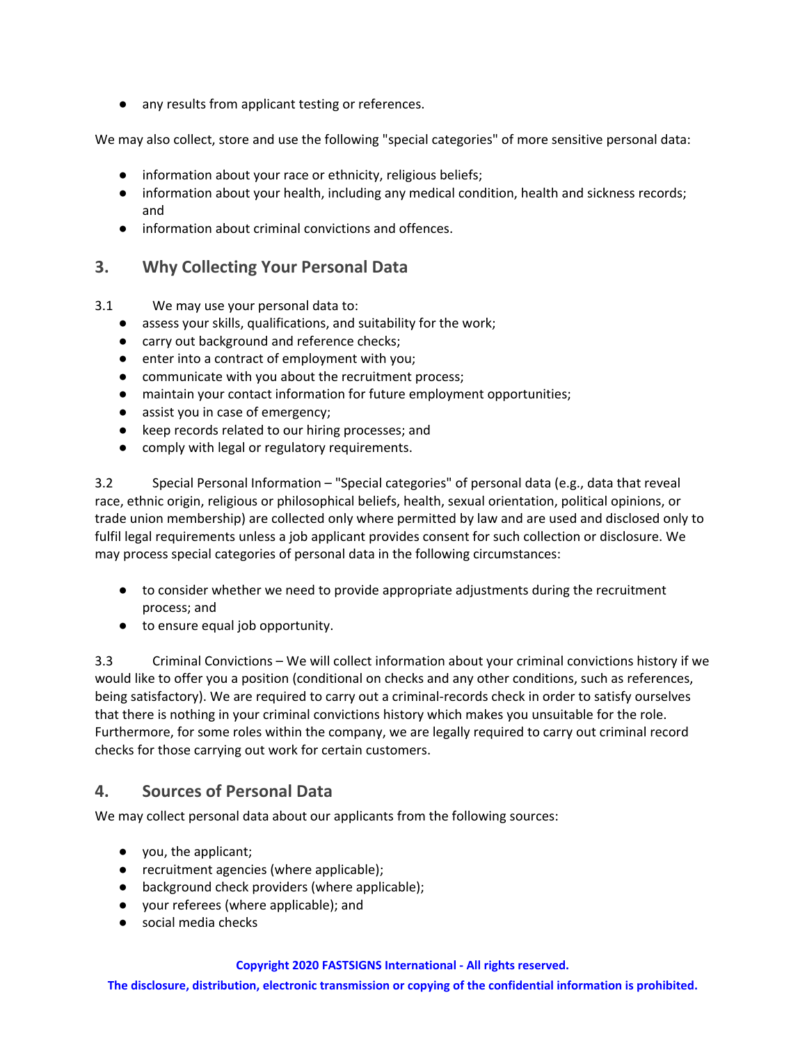- any results from applicant testing or references.

We may also collect, store and use the following "special categories" of more sensitive personal data:

- information about your race or ethnicity, religious beliefs;
- information about your health, including any medical condition, health and sickness records; and
- information about criminal convictions and offences.

## 3. Why Collecting Your Personal Data

3.1 We may use your personal data to:

- assess your skills, qualifications, and suitability for the work;
- carry out background and reference checks;
- enter into a contract of employment with you;
- communicate with you about the recruitment process;
- maintain your contact information for future employment opportunities;
- assist you in case of emergency;
- keep records related to our hiring processes; and
- comply with legal or regulatory requirements.

3.2 Special Personal Information – "Special categories" of personal data (e.g., data that reveal race, ethnic origin, religious or philosophical beliefs, health, sexual orientation, political opinions, or trade union membership) are collected only where permitted by law and are used and disclosed only to fulfil legal requirements unless a job applicant provides consent for such collection or disclosure. We may process special categories of personal data in the following circumstances:

- to consider whether we need to provide appropriate adjustments during the recruitment process; and
- to ensure equal job opportunity.

3.3 Criminal Convictions – We will collect information about your criminal convictions history if we would like to offer you a position (conditional on checks and any other conditions, such as references, being satisfactory). We are required to carry out a criminal-records check in order to satisfy ourselves that there is nothing in your criminal convictions history which makes you unsuitable for the role. Furthermore, for some roles within the company, we are legally required to carry out criminal record checks for those carrying out work for certain customers.

## 4. Sources of Personal Data

We may collect personal data about our applicants from the following sources:

- you, the applicant;
- recruitment agencies (where applicable);
- background check providers (where applicable);
- your referees (where applicable); and
- social media checks

**Copyright 2020 FASTSIGNS International - All rights reserved.**

**The disclosure, distribution, electronic transmission or copying of the confidential information is prohibited.**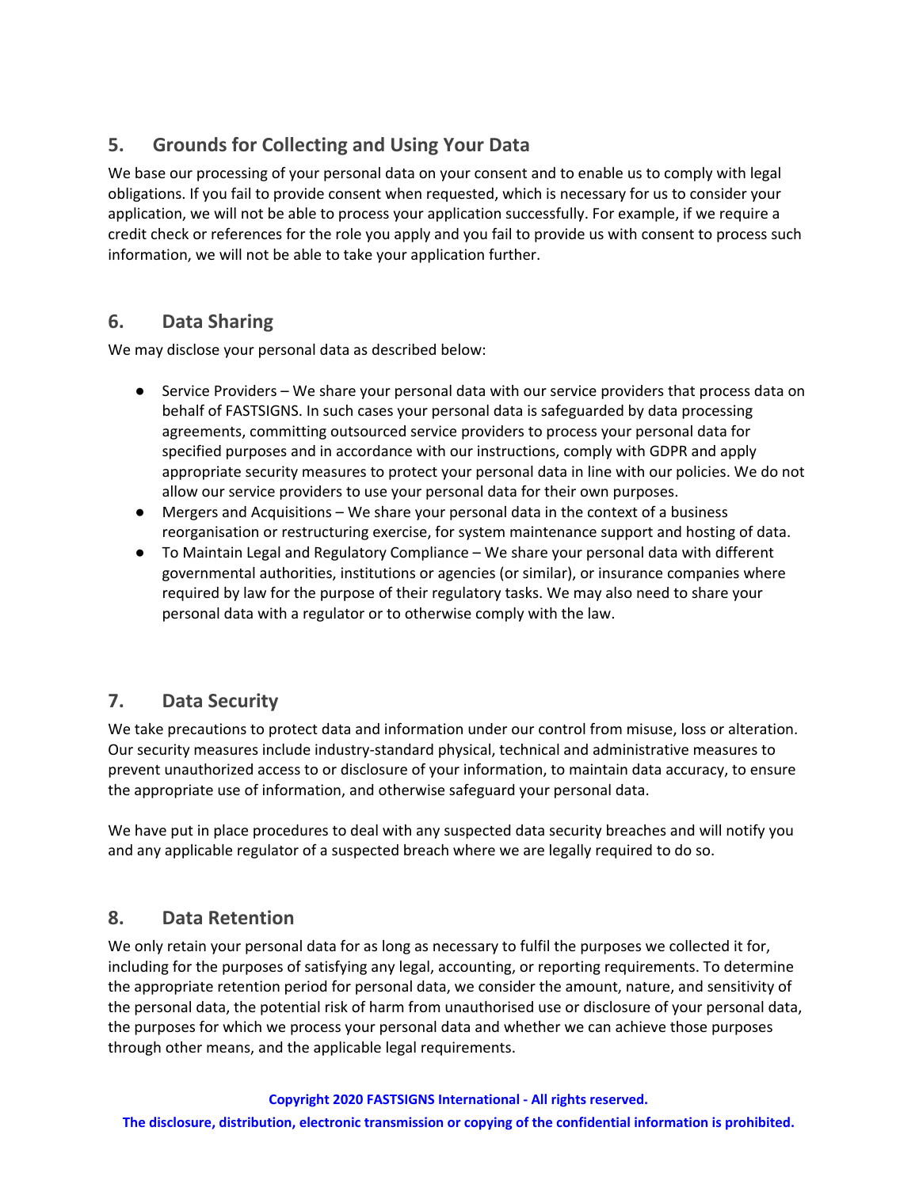## 5. Grounds for Collecting and Using Your Data

We base our processing of your personal data on your consent and to enable us to comply with legal obligations. If you fail to provide consent when requested, which is necessary for us to consider your application, we will not be able to process your application successfully. For example, if we require a credit check or references for the role you apply and you fail to provide us with consent to process such information, we will not be able to take your application further.

## 6. Data Sharing

We may disclose your personal data as described below:

- Service Providers – We share your personal data with our service providers that process data on behalf of FASTSIGNS. In such cases your personal data is safeguarded by data processing agreements, committing outsourced service providers to process your personal data for specified purposes and in accordance with our instructions, comply with GDPR and apply appropriate security measures to protect your personal data in line with our policies. We do not allow our service providers to use your personal data for their own purposes.
- Mergers and Acquisitions – We share your personal data in the context of a business reorganisation or restructuring exercise, for system maintenance support and hosting of data.
- To Maintain Legal and Regulatory Compliance – We share your personal data with different governmental authorities, institutions or agencies (or similar), or insurance companies where required by law for the purpose of their regulatory tasks. We may also need to share your personal data with a regulator or to otherwise comply with the law.

## 7. Data Security

We take precautions to protect data and information under our control from misuse, loss or alteration. Our security measures include industry-standard physical, technical and administrative measures to prevent unauthorized access to or disclosure of your information, to maintain data accuracy, to ensure the appropriate use of information, and otherwise safeguard your personal data.

We have put in place procedures to deal with any suspected data security breaches and will notify you and any applicable regulator of a suspected breach where we are legally required to do so.

## 8. Data Retention

We only retain your personal data for as long as necessary to fulfil the purposes we collected it for, including for the purposes of satisfying any legal, accounting, or reporting requirements. To determine the appropriate retention period for personal data, we consider the amount, nature, and sensitivity of the personal data, the potential risk of harm from unauthorised use or disclosure of your personal data, the purposes for which we process your personal data and whether we can achieve those purposes through other means, and the applicable legal requirements.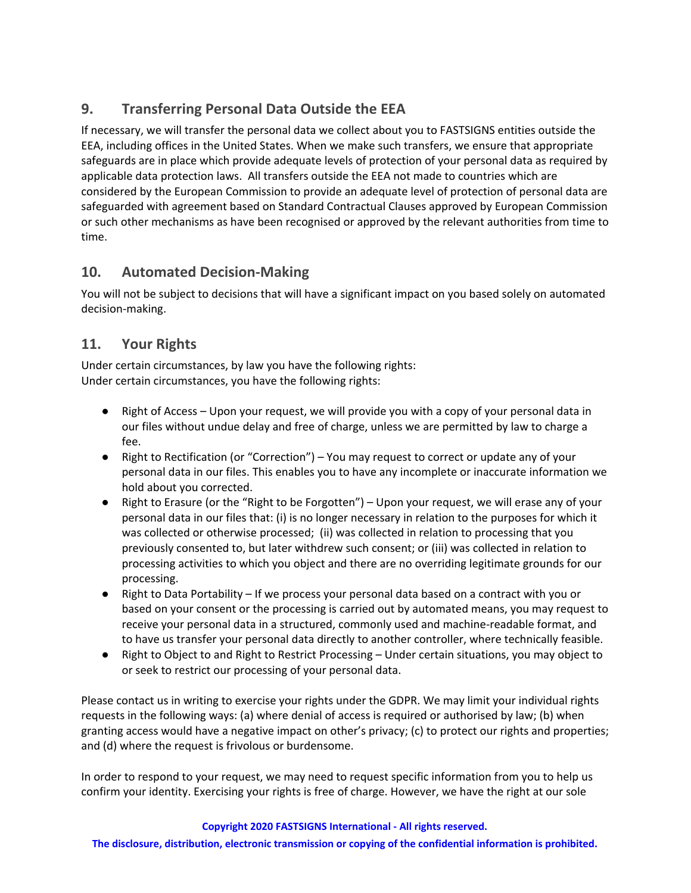## 9. Transferring Personal Data Outside the EEA

If necessary, we will transfer the personal data we collect about you to FASTSIGNS entities outside the EEA, including offices in the United States. When we make such transfers, we ensure that appropriate safeguards are in place which provide adequate levels of protection of your personal data as required by applicable data protection laws. All transfers outside the EEA not made to countries which are considered by the European Commission to provide an adequate level of protection of personal data are safeguarded with agreement based on Standard Contractual Clauses approved by European Commission or such other mechanisms as have been recognised or approved by the relevant authorities from time to time.

## 10. Automated Decision-Making

You will not be subject to decisions that will have a significant impact on you based solely on automated decision-making.

## 11. Your Rights

Under certain circumstances, by law you have the following rights:
Under certain circumstances, you have the following rights:

- Right of Access – Upon your request, we will provide you with a copy of your personal data in our files without undue delay and free of charge, unless we are permitted by law to charge a fee.
- Right to Rectification (or "Correction") – You may request to correct or update any of your personal data in our files. This enables you to have any incomplete or inaccurate information we hold about you corrected.
- Right to Erasure (or the "Right to be Forgotten") – Upon your request, we will erase any of your personal data in our files that: (i) is no longer necessary in relation to the purposes for which it was collected or otherwise processed; (ii) was collected in relation to processing that you previously consented to, but later withdrew such consent; or (iii) was collected in relation to processing activities to which you object and there are no overriding legitimate grounds for our processing.
- Right to Data Portability – If we process your personal data based on a contract with you or based on your consent or the processing is carried out by automated means, you may request to receive your personal data in a structured, commonly used and machine-readable format, and to have us transfer your personal data directly to another controller, where technically feasible.
- Right to Object to and Right to Restrict Processing – Under certain situations, you may object to or seek to restrict our processing of your personal data.

Please contact us in writing to exercise your rights under the GDPR. We may limit your individual rights requests in the following ways: (a) where denial of access is required or authorised by law; (b) when granting access would have a negative impact on other's privacy; (c) to protect our rights and properties; and (d) where the request is frivolous or burdensome.

In order to respond to your request, we may need to request specific information from you to help us confirm your identity. Exercising your rights is free of charge. However, we have the right at our sole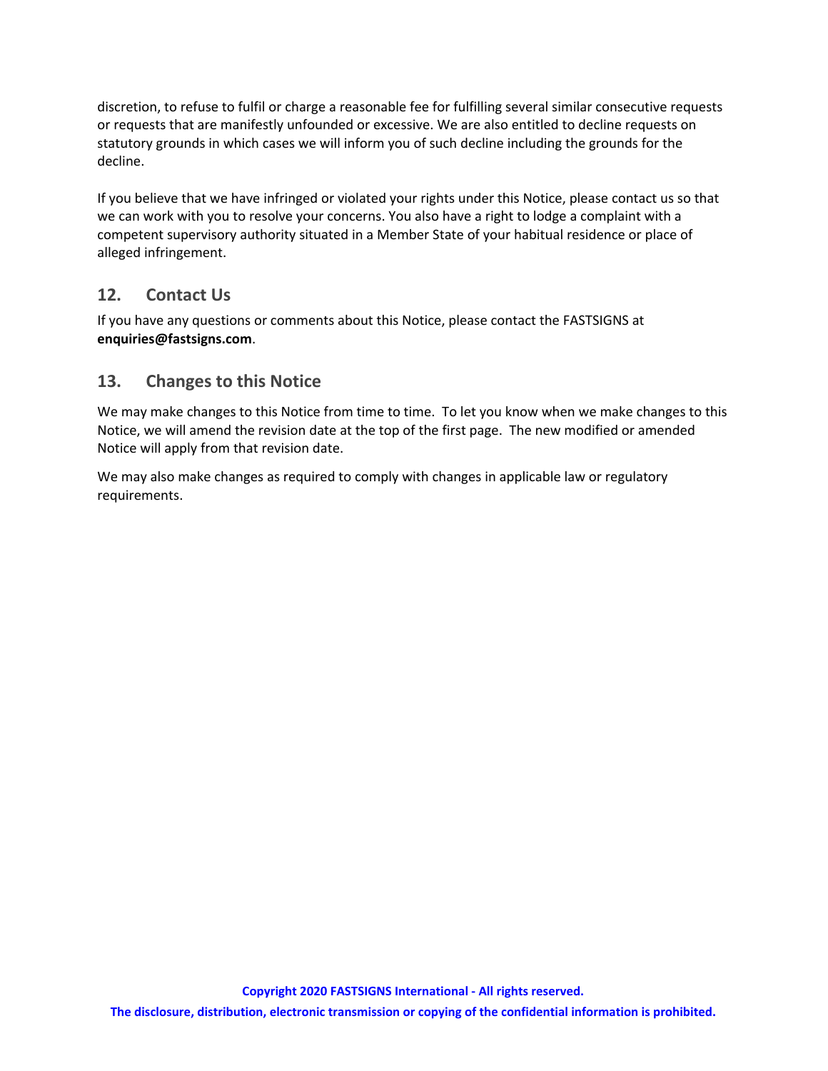discretion, to refuse to fulfil or charge a reasonable fee for fulfilling several similar consecutive requests or requests that are manifestly unfounded or excessive. We are also entitled to decline requests on statutory grounds in which cases we will inform you of such decline including the grounds for the decline.

If you believe that we have infringed or violated your rights under this Notice, please contact us so that we can work with you to resolve your concerns. You also have a right to lodge a complaint with a competent supervisory authority situated in a Member State of your habitual residence or place of alleged infringement.

## 12. Contact Us

If you have any questions or comments about this Notice, please contact the FASTSIGNS at **enquiries@fastsigns.com**.

## 13. Changes to this Notice

We may make changes to this Notice from time to time. To let you know when we make changes to this Notice, we will amend the revision date at the top of the first page. The new modified or amended Notice will apply from that revision date.

We may also make changes as required to comply with changes in applicable law or regulatory requirements.

**Copyright 2020 FASTSIGNS International - All rights reserved.**

**The disclosure, distribution, electronic transmission or copying of the confidential information is prohibited.**